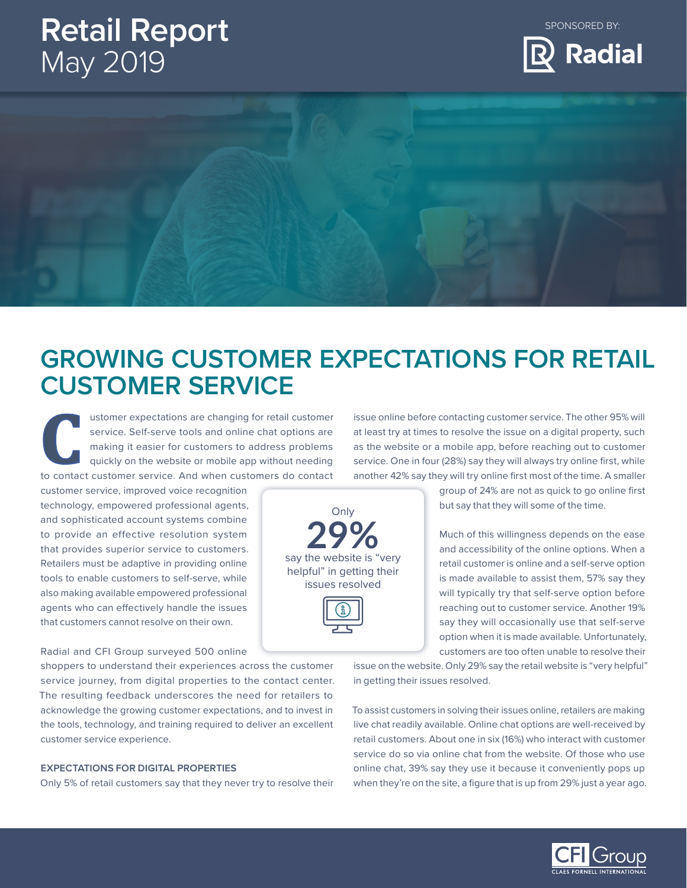# Retail Report
May 2019

SPONSORED BY: Radial

## GROWING CUSTOMER EXPECTATIONS FOR RETAIL CUSTOMER SERVICE

Customer expectations are changing for retail customer service. Self-serve tools and online chat options are making it easier for customers to address problems quickly on the website or mobile app without needing to contact customer service. And when customers do contact customer service, improved voice recognition technology, empowered professional agents, and sophisticated account systems combine to provide an effective resolution system that provides superior service to customers. Retailers must be adaptive in providing online tools to enable customers to self-serve, while also making available empowered professional agents who can effectively handle the issues that customers cannot resolve on their own.

Radial and CFI Group surveyed 500 online shoppers to understand their experiences across the customer service journey, from digital properties to the contact center. The resulting feedback underscores the need for retailers to acknowledge the growing customer expectations, and to invest in the tools, technology, and training required to deliver an excellent customer service experience.

### EXPECTATIONS FOR DIGITAL PROPERTIES

Only 5% of retail customers say that they never try to resolve their issue online before contacting customer service. The other 95% will at least try at times to resolve the issue on a digital property, such as the website or a mobile app, before reaching out to customer service. One in four (28%) say they will always try online first, while another 42% say they will try online first most of the time. A smaller group of 24% are not as quick to go online first but say that they will some of the time.

> Only **29%** say the website is "very helpful" in getting their issues resolved

Much of this willingness depends on the ease and accessibility of the online options. When a retail customer is online and a self-serve option is made available to assist them, 57% say they will typically try that self-serve option before reaching out to customer service. Another 19% say they will occasionally use that self-serve option when it is made available. Unfortunately, customers are too often unable to resolve their issue on the website. Only 29% say the retail website is "very helpful" in getting their issues resolved.

To assist customers in solving their issues online, retailers are making live chat readily available. Online chat options are well-received by retail customers. About one in six (16%) who interact with customer service do so via online chat from the website. Of those who use online chat, 39% say they use it because it conveniently pops up when they're on the site, a figure that is up from 29% just a year ago.

CFI Group
CLAES FORNELL INTERNATIONAL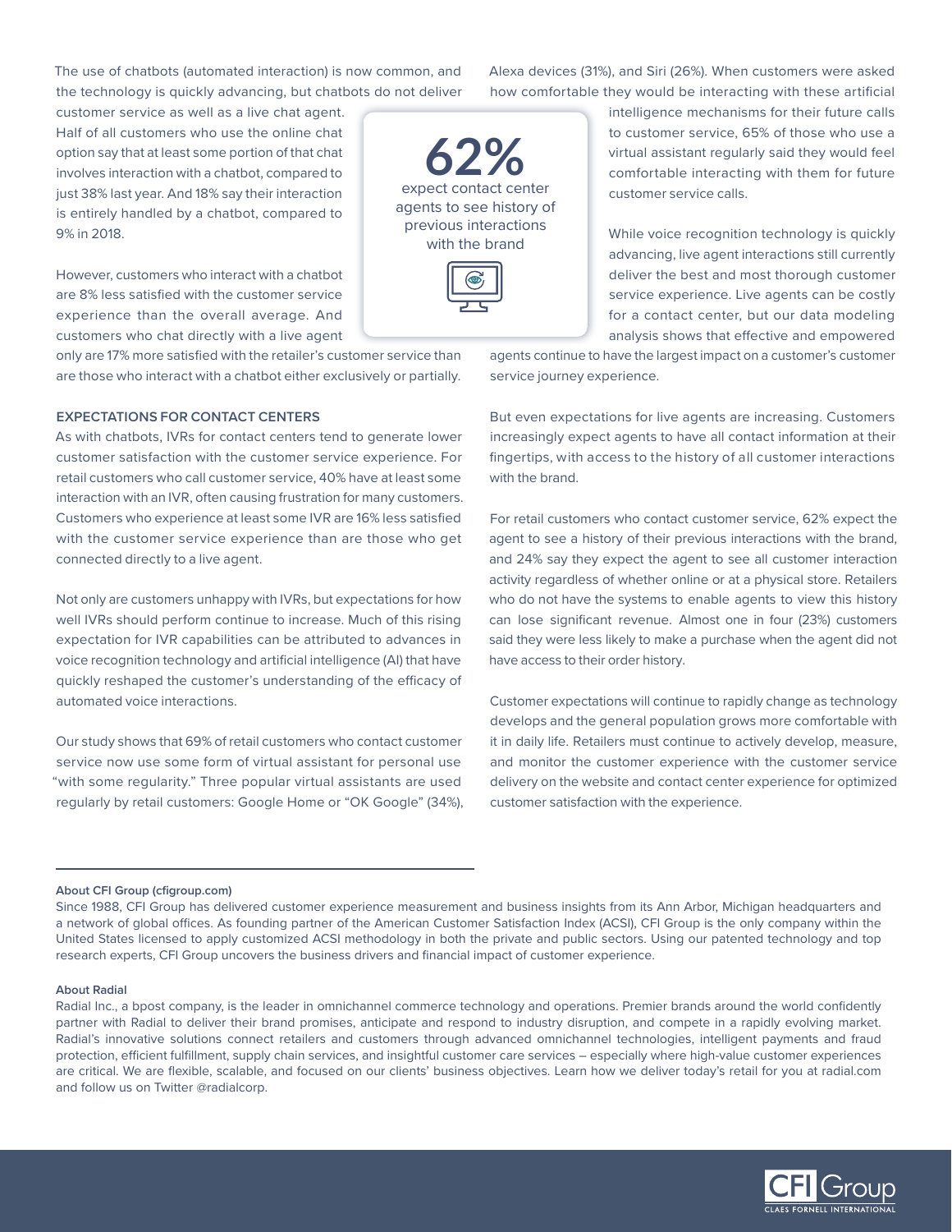The use of chatbots (automated interaction) is now common, and the technology is quickly advancing, but chatbots do not deliver customer service as well as a live chat agent. Half of all customers who use the online chat option say that at least some portion of that chat involves interaction with a chatbot, compared to just 38% last year. And 18% say their interaction is entirely handled by a chatbot, compared to 9% in 2018.

However, customers who interact with a chatbot are 8% less satisfied with the customer service experience than the overall average. And customers who chat directly with a live agent only are 17% more satisfied with the retailer's customer service than are those who interact with a chatbot either exclusively or partially.

**62%**
expect contact center agents to see history of previous interactions with the brand

## EXPECTATIONS FOR CONTACT CENTERS

As with chatbots, IVRs for contact centers tend to generate lower customer satisfaction with the customer service experience. For retail customers who call customer service, 40% have at least some interaction with an IVR, often causing frustration for many customers. Customers who experience at least some IVR are 16% less satisfied with the customer service experience than are those who get connected directly to a live agent.

Not only are customers unhappy with IVRs, but expectations for how well IVRs should perform continue to increase. Much of this rising expectation for IVR capabilities can be attributed to advances in voice recognition technology and artificial intelligence (AI) that have quickly reshaped the customer's understanding of the efficacy of automated voice interactions.

Our study shows that 69% of retail customers who contact customer service now use some form of virtual assistant for personal use "with some regularity." Three popular virtual assistants are used regularly by retail customers: Google Home or "OK Google" (34%), Alexa devices (31%), and Siri (26%). When customers were asked how comfortable they would be interacting with these artificial intelligence mechanisms for their future calls to customer service, 65% of those who use a virtual assistant regularly said they would feel comfortable interacting with them for future customer service calls.

While voice recognition technology is quickly advancing, live agent interactions still currently deliver the best and most thorough customer service experience. Live agents can be costly for a contact center, but our data modeling analysis shows that effective and empowered agents continue to have the largest impact on a customer's customer service journey experience.

But even expectations for live agents are increasing. Customers increasingly expect agents to have all contact information at their fingertips, with access to the history of all customer interactions with the brand.

For retail customers who contact customer service, 62% expect the agent to see a history of their previous interactions with the brand, and 24% say they expect the agent to see all customer interaction activity regardless of whether online or at a physical store. Retailers who do not have the systems to enable agents to view this history can lose significant revenue. Almost one in four (23%) customers said they were less likely to make a purchase when the agent did not have access to their order history.

Customer expectations will continue to rapidly change as technology develops and the general population grows more comfortable with it in daily life. Retailers must continue to actively develop, measure, and monitor the customer experience with the customer service delivery on the website and contact center experience for optimized customer satisfaction with the experience.

---

**About CFI Group (cfigroup.com)**

Since 1988, CFI Group has delivered customer experience measurement and business insights from its Ann Arbor, Michigan headquarters and a network of global offices. As founding partner of the American Customer Satisfaction Index (ACSI), CFI Group is the only company within the United States licensed to apply customized ACSI methodology in both the private and public sectors. Using our patented technology and top research experts, CFI Group uncovers the business drivers and financial impact of customer experience.

**About Radial**

Radial Inc., a bpost company, is the leader in omnichannel commerce technology and operations. Premier brands around the world confidently partner with Radial to deliver their brand promises, anticipate and respond to industry disruption, and compete in a rapidly evolving market. Radial's innovative solutions connect retailers and customers through advanced omnichannel technologies, intelligent payments and fraud protection, efficient fulfillment, supply chain services, and insightful customer care services – especially where high-value customer experiences are critical. We are flexible, scalable, and focused on our clients' business objectives. Learn how we deliver today's retail for you at radial.com and follow us on Twitter @radialcorp.

CFI Group
CLAES FORNELL INTERNATIONAL